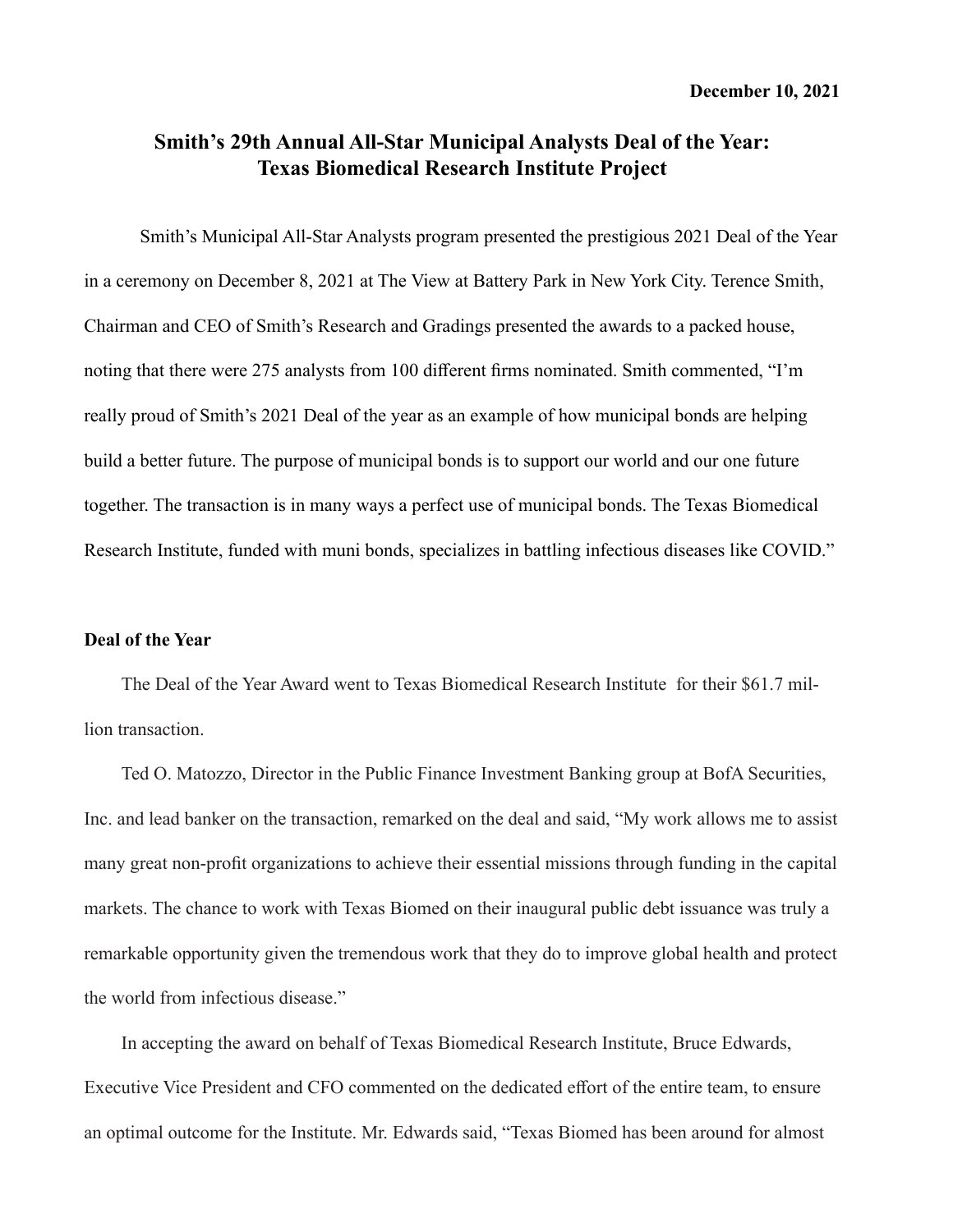**December 10, 2021**

# Smith's 29th Annual All-Star Municipal Analysts Deal of the Year: Texas Biomedical Research Institute Project

Smith's Municipal All-Star Analysts program presented the prestigious 2021 Deal of the Year in a ceremony on December 8, 2021 at The View at Battery Park in New York City. Terence Smith, Chairman and CEO of Smith's Research and Gradings presented the awards to a packed house, noting that there were 275 analysts from 100 different firms nominated. Smith commented, "I'm really proud of Smith's 2021 Deal of the year as an example of how municipal bonds are helping build a better future. The purpose of municipal bonds is to support our world and our one future together. The transaction is in many ways a perfect use of municipal bonds. The Texas Biomedical Research Institute, funded with muni bonds, specializes in battling infectious diseases like COVID."

## Deal of the Year

The Deal of the Year Award went to Texas Biomedical Research Institute for their $61.7 million transaction.

Ted O. Matozzo, Director in the Public Finance Investment Banking group at BofA Securities, Inc. and lead banker on the transaction, remarked on the deal and said, "My work allows me to assist many great non-profit organizations to achieve their essential missions through funding in the capital markets. The chance to work with Texas Biomed on their inaugural public debt issuance was truly a remarkable opportunity given the tremendous work that they do to improve global health and protect the world from infectious disease."

In accepting the award on behalf of Texas Biomedical Research Institute, Bruce Edwards, Executive Vice President and CFO commented on the dedicated effort of the entire team, to ensure an optimal outcome for the Institute. Mr. Edwards said, "Texas Biomed has been around for almost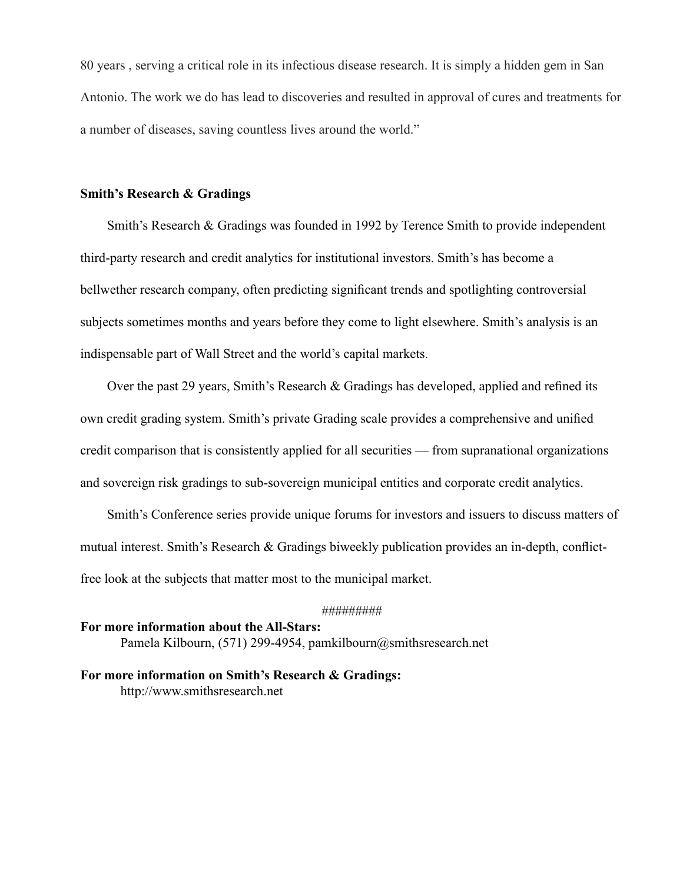80 years , serving a critical role in its infectious disease research. It is simply a hidden gem in San Antonio. The work we do has lead to discoveries and resulted in approval of cures and treatments for a number of diseases, saving countless lives around the world."

**Smith's Research & Gradings**

Smith's Research & Gradings was founded in 1992 by Terence Smith to provide independent third-party research and credit analytics for institutional investors. Smith's has become a bellwether research company, often predicting significant trends and spotlighting controversial subjects sometimes months and years before they come to light elsewhere. Smith's analysis is an indispensable part of Wall Street and the world's capital markets.

Over the past 29 years, Smith's Research & Gradings has developed, applied and refined its own credit grading system. Smith's private Grading scale provides a comprehensive and unified credit comparison that is consistently applied for all securities — from supranational organizations and sovereign risk gradings to sub-sovereign municipal entities and corporate credit analytics.

Smith's Conference series provide unique forums for investors and issuers to discuss matters of mutual interest. Smith's Research & Gradings biweekly publication provides an in-depth, conflict-free look at the subjects that matter most to the municipal market.

#########

**For more information about the All-Stars:**
Pamela Kilbourn, (571) 299-4954, pamkilbourn@smithsresearch.net

**For more information on Smith's Research & Gradings:**
http://www.smithsresearch.net